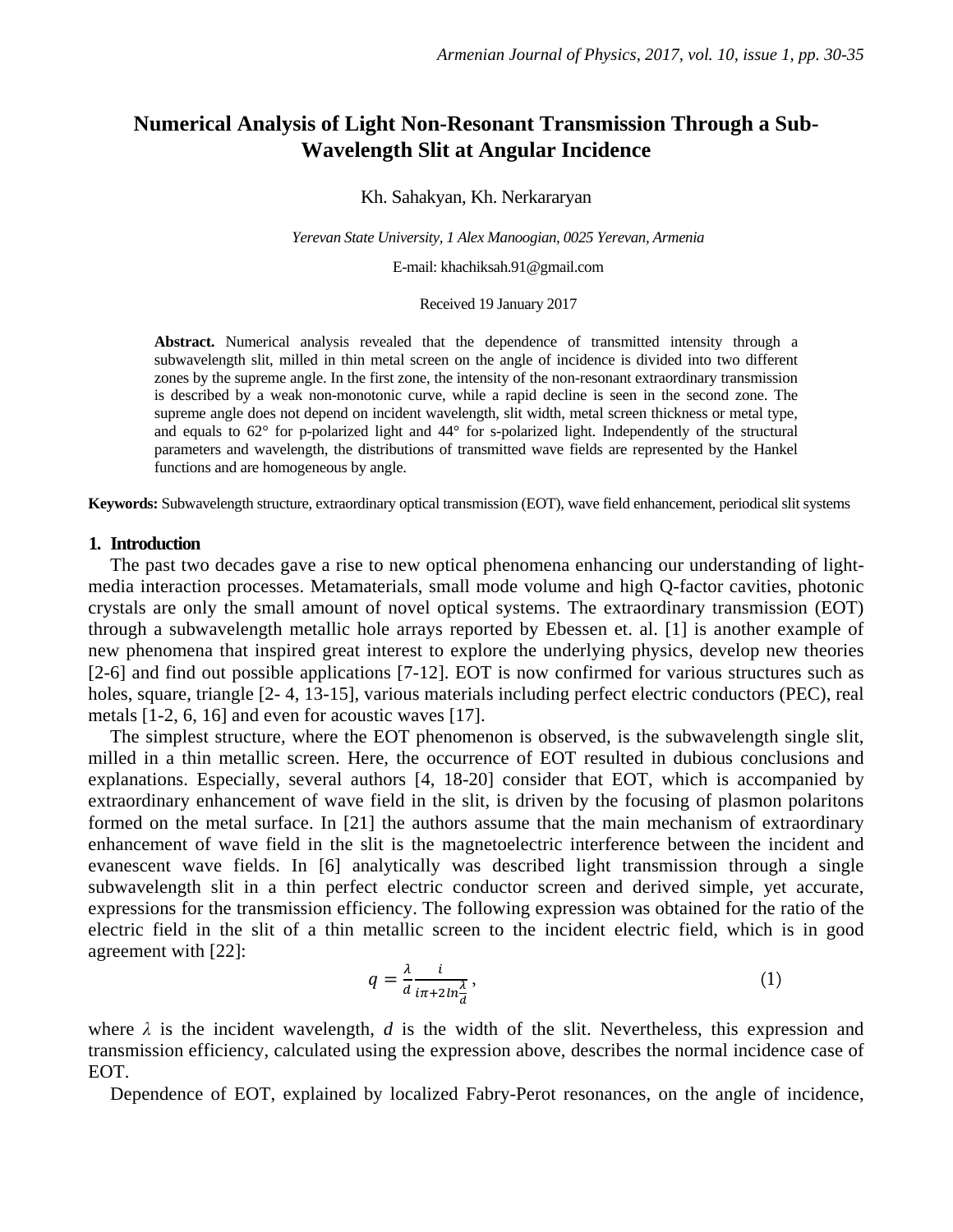# Numerical Analysis of Light Non-Resonant Transmission Through a Sub-Wavelength Slit at Angular Incidence

Kh. Sahakyan, Kh. Nerkararyan

*Yerevan State University, 1 Alex Manoogian, 0025 Yerevan, Armenia*

E-mail: khachiksah.91@gmail.com

Received 19 January 2017

**Abstract.** Numerical analysis revealed that the dependence of transmitted intensity through a subwavelength slit, milled in thin metal screen on the angle of incidence is divided into two different zones by the supreme angle. In the first zone, the intensity of the non-resonant extraordinary transmission is described by a weak non-monotonic curve, while a rapid decline is seen in the second zone. The supreme angle does not depend on incident wavelength, slit width, metal screen thickness or metal type, and equals to 62° for p-polarized light and 44° for s-polarized light. Independently of the structural parameters and wavelength, the distributions of transmitted wave fields are represented by the Hankel functions and are homogeneous by angle.

**Keywords:** Subwavelength structure, extraordinary optical transmission (EOT), wave field enhancement, periodical slit systems

## 1. Introduction

The past two decades gave a rise to new optical phenomena enhancing our understanding of light-media interaction processes. Metamaterials, small mode volume and high Q-factor cavities, photonic crystals are only the small amount of novel optical systems. The extraordinary transmission (EOT) through a subwavelength metallic hole arrays reported by Ebessen et. al. [1] is another example of new phenomena that inspired great interest to explore the underlying physics, develop new theories [2-6] and find out possible applications [7-12]. EOT is now confirmed for various structures such as holes, square, triangle [2- 4, 13-15], various materials including perfect electric conductors (PEC), real metals [1-2, 6, 16] and even for acoustic waves [17].

The simplest structure, where the EOT phenomenon is observed, is the subwavelength single slit, milled in a thin metallic screen. Here, the occurrence of EOT resulted in dubious conclusions and explanations. Especially, several authors [4, 18-20] consider that EOT, which is accompanied by extraordinary enhancement of wave field in the slit, is driven by the focusing of plasmon polaritons formed on the metal surface. In [21] the authors assume that the main mechanism of extraordinary enhancement of wave field in the slit is the magnetoelectric interference between the incident and evanescent wave fields. In [6] analytically was described light transmission through a single subwavelength slit in a thin perfect electric conductor screen and derived simple, yet accurate, expressions for the transmission efficiency. The following expression was obtained for the ratio of the electric field in the slit of a thin metallic screen to the incident electric field, which is in good agreement with [22]:

$$q = \frac{\lambda}{d} \frac{i}{i\pi + 2\ln\frac{\lambda}{d}}, \tag{1}$$

where $\lambda$ is the incident wavelength, $d$ is the width of the slit. Nevertheless, this expression and transmission efficiency, calculated using the expression above, describes the normal incidence case of EOT.

Dependence of EOT, explained by localized Fabry-Perot resonances, on the angle of incidence,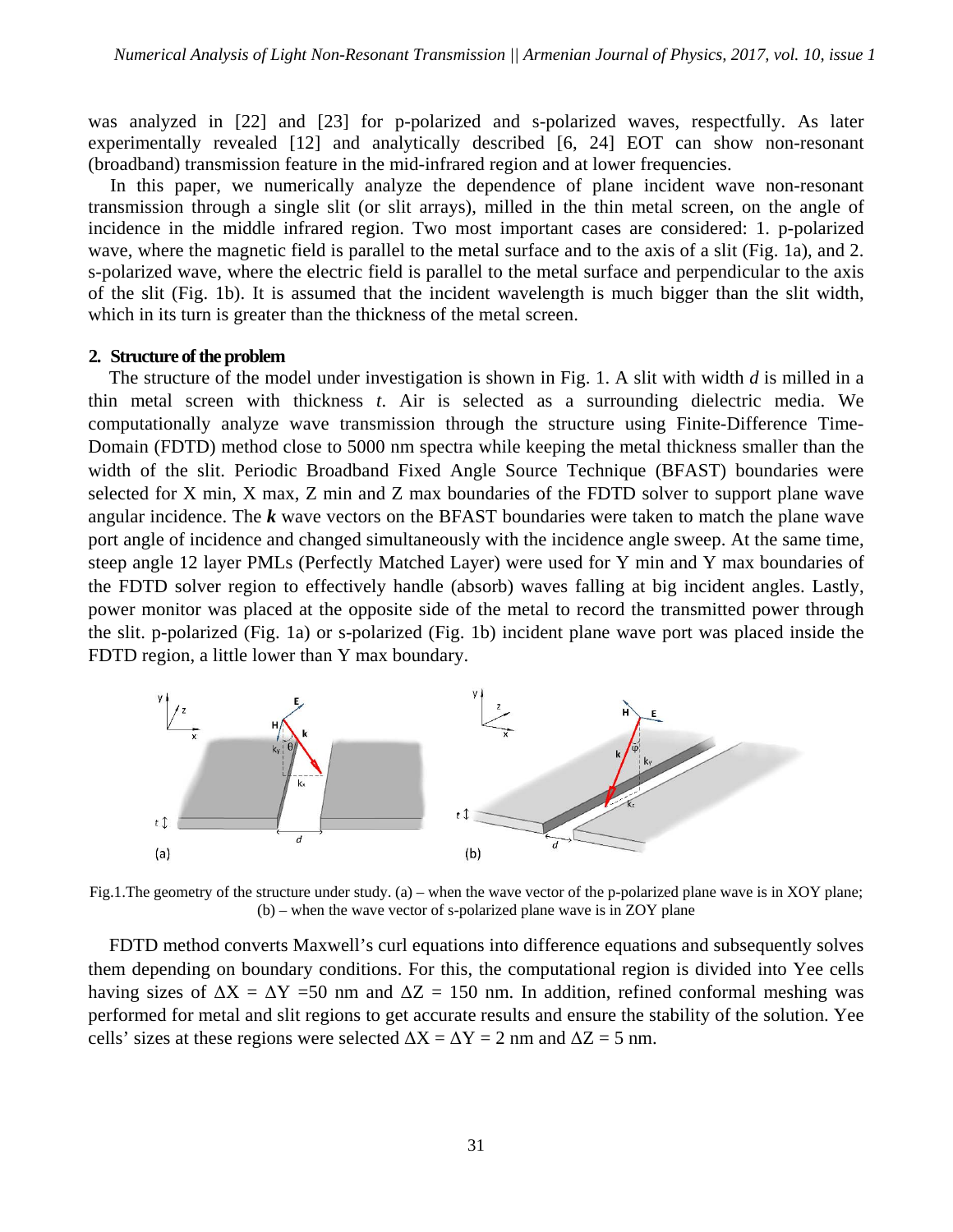was analyzed in [22] and [23] for p-polarized and s-polarized waves, respectfully. As later experimentally revealed [12] and analytically described [6, 24] EOT can show non-resonant (broadband) transmission feature in the mid-infrared region and at lower frequencies.

In this paper, we numerically analyze the dependence of plane incident wave non-resonant transmission through a single slit (or slit arrays), milled in the thin metal screen, on the angle of incidence in the middle infrared region. Two most important cases are considered: 1. p-polarized wave, where the magnetic field is parallel to the metal surface and to the axis of a slit (Fig. 1a), and 2. s-polarized wave, where the electric field is parallel to the metal surface and perpendicular to the axis of the slit (Fig. 1b). It is assumed that the incident wavelength is much bigger than the slit width, which in its turn is greater than the thickness of the metal screen.

## 2. Structure of the problem

The structure of the model under investigation is shown in Fig. 1. A slit with width *d* is milled in a thin metal screen with thickness *t*. Air is selected as a surrounding dielectric media. We computationally analyze wave transmission through the structure using Finite-Difference Time-Domain (FDTD) method close to 5000 nm spectra while keeping the metal thickness smaller than the width of the slit. Periodic Broadband Fixed Angle Source Technique (BFAST) boundaries were selected for X min, X max, Z min and Z max boundaries of the FDTD solver to support plane wave angular incidence. The ***k*** wave vectors on the BFAST boundaries were taken to match the plane wave port angle of incidence and changed simultaneously with the incidence angle sweep. At the same time, steep angle 12 layer PMLs (Perfectly Matched Layer) were used for Y min and Y max boundaries of the FDTD solver region to effectively handle (absorb) waves falling at big incident angles. Lastly, power monitor was placed at the opposite side of the metal to record the transmitted power through the slit. p-polarized (Fig. 1a) or s-polarized (Fig. 1b) incident plane wave port was placed inside the FDTD region, a little lower than Y max boundary.

Fig.1.The geometry of the structure under study. (a) – when the wave vector of the p-polarized plane wave is in XOY plane; (b) – when the wave vector of s-polarized plane wave is in ZOY plane

FDTD method converts Maxwell's curl equations into difference equations and subsequently solves them depending on boundary conditions. For this, the computational region is divided into Yee cells having sizes of $\Delta X = \Delta Y = 50$ nm and $\Delta Z = 150$ nm. In addition, refined conformal meshing was performed for metal and slit regions to get accurate results and ensure the stability of the solution. Yee cells' sizes at these regions were selected $\Delta X = \Delta Y = 2$ nm and $\Delta Z = 5$ nm.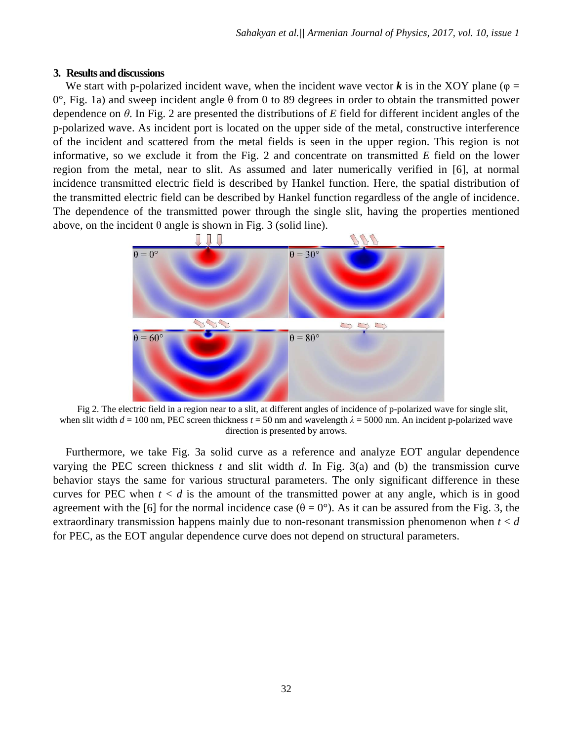### 3. Results and discussions

We start with p-polarized incident wave, when the incident wave vector $\boldsymbol{k}$ is in the XOY plane ($\varphi$ = 0°, Fig. 1a) and sweep incident angle $\theta$ from 0 to 89 degrees in order to obtain the transmitted power dependence on $\theta$. In Fig. 2 are presented the distributions of $E$ field for different incident angles of the p-polarized wave. As incident port is located on the upper side of the metal, constructive interference of the incident and scattered from the metal fields is seen in the upper region. This region is not informative, so we exclude it from the Fig. 2 and concentrate on transmitted $E$ field on the lower region from the metal, near to slit. As assumed and later numerically verified in [6], at normal incidence transmitted electric field is described by Hankel function. Here, the spatial distribution of the transmitted electric field can be described by Hankel function regardless of the angle of incidence. The dependence of the transmitted power through the single slit, having the properties mentioned above, on the incident $\theta$ angle is shown in Fig. 3 (solid line).

Fig 2. The electric field in a region near to a slit, at different angles of incidence of p-polarized wave for single slit, when slit width $d$ = 100 nm, PEC screen thickness $t$ = 50 nm and wavelength $\lambda$ = 5000 nm. An incident p-polarized wave direction is presented by arrows.

Furthermore, we take Fig. 3a solid curve as a reference and analyze EOT angular dependence varying the PEC screen thickness $t$ and slit width $d$. In Fig. 3(a) and (b) the transmission curve behavior stays the same for various structural parameters. The only significant difference in these curves for PEC when $t < d$ is the amount of the transmitted power at any angle, which is in good agreement with the [6] for the normal incidence case ($\theta$ = 0°). As it can be assured from the Fig. 3, the extraordinary transmission happens mainly due to non-resonant transmission phenomenon when $t < d$ for PEC, as the EOT angular dependence curve does not depend on structural parameters.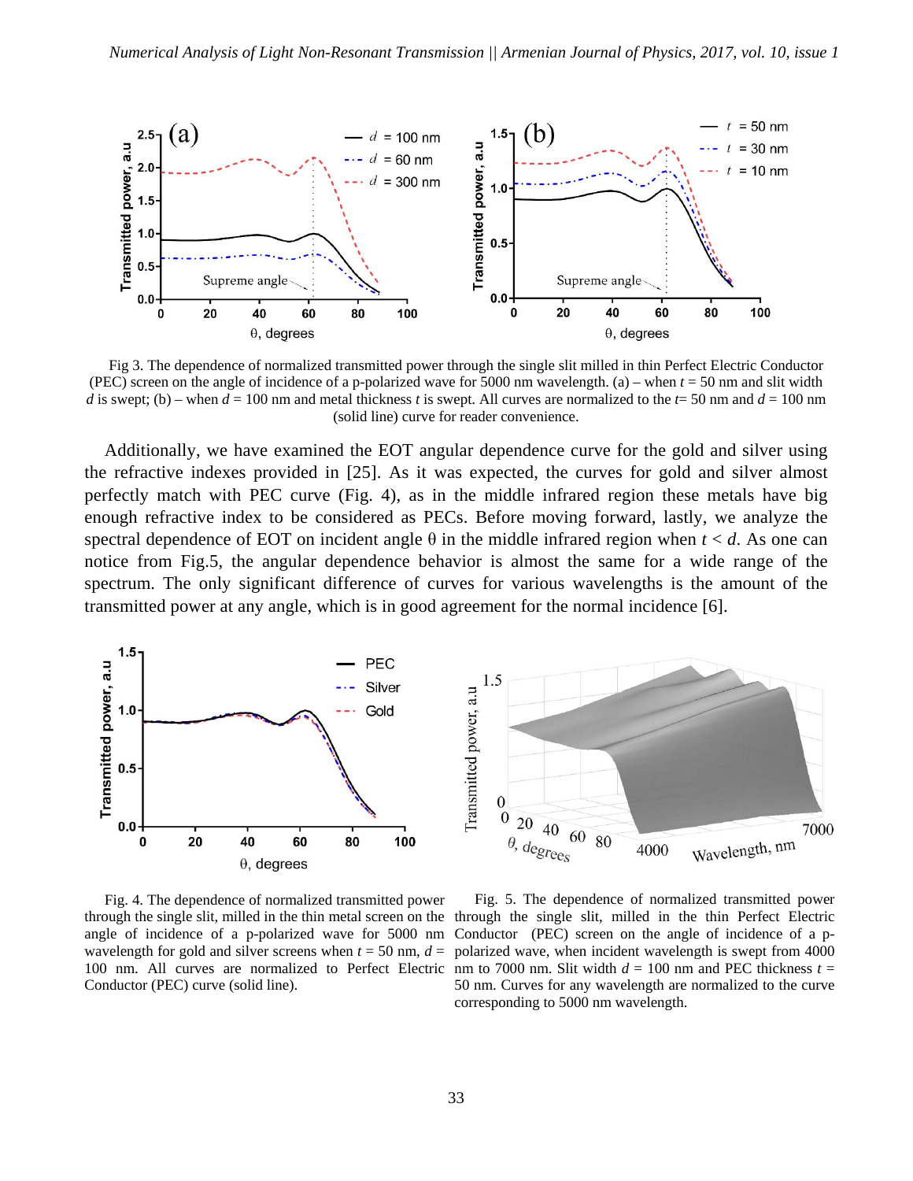Fig 3. The dependence of normalized transmitted power through the single slit milled in thin Perfect Electric Conductor (PEC) screen on the angle of incidence of a p-polarized wave for 5000 nm wavelength. (a) – when $t = 50$ nm and slit width $d$ is swept; (b) – when $d = 100$ nm and metal thickness $t$ is swept. All curves are normalized to the $t = 50$ nm and $d = 100$ nm (solid line) curve for reader convenience.

Additionally, we have examined the EOT angular dependence curve for the gold and silver using the refractive indexes provided in [25]. As it was expected, the curves for gold and silver almost perfectly match with PEC curve (Fig. 4), as in the middle infrared region these metals have big enough refractive index to be considered as PECs. Before moving forward, lastly, we analyze the spectral dependence of EOT on incident angle $\theta$ in the middle infrared region when $t < d$. As one can notice from Fig.5, the angular dependence behavior is almost the same for a wide range of the spectrum. The only significant difference of curves for various wavelengths is the amount of the transmitted power at any angle, which is in good agreement for the normal incidence [6].

Fig. 4. The dependence of normalized transmitted power through the single slit, milled in the thin metal screen on the angle of incidence of a p-polarized wave for 5000 nm wavelength for gold and silver screens when $t = 50$ nm, $d = 100$ nm. All curves are normalized to Perfect Electric Conductor (PEC) curve (solid line).

Fig. 5. The dependence of normalized transmitted power through the single slit, milled in the thin Perfect Electric Conductor (PEC) screen on the angle of incidence of a p-polarized wave, when incident wavelength is swept from 4000 nm to 7000 nm. Slit width $d = 100$ nm and PEC thickness $t = 50$ nm. Curves for any wavelength are normalized to the curve corresponding to 5000 nm wavelength.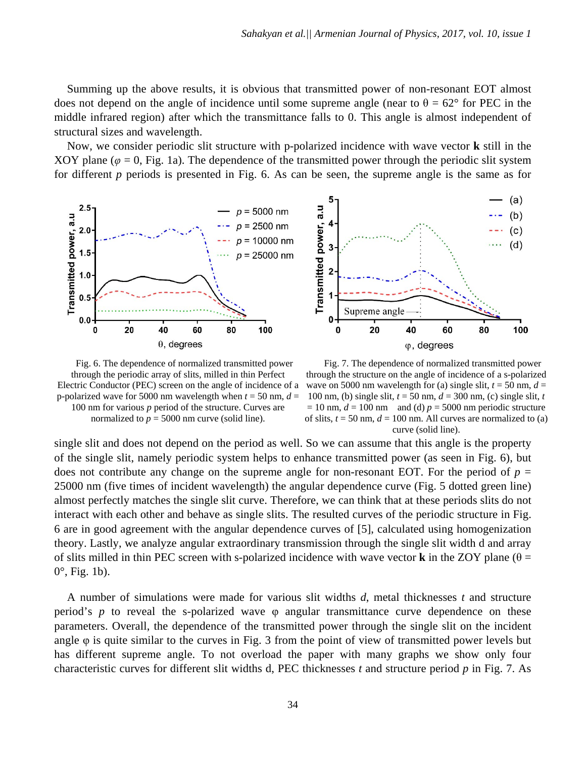Summing up the above results, it is obvious that transmitted power of non-resonant EOT almost does not depend on the angle of incidence until some supreme angle (near to $\theta = 62°$ for PEC in the middle infrared region) after which the transmittance falls to 0. This angle is almost independent of structural sizes and wavelength.

Now, we consider periodic slit structure with p-polarized incidence with wave vector **k** still in the XOY plane ($\varphi = 0$, Fig. 1a). The dependence of the transmitted power through the periodic slit system for different $p$ periods is presented in Fig. 6. As can be seen, the supreme angle is the same as for single slit and does not depend on the period as well. So we can assume that this angle is the property of the single slit, namely periodic system helps to enhance transmitted power (as seen in Fig. 6), but does not contribute any change on the supreme angle for non-resonant EOT. For the period of $p$ = 25000 nm (five times of incident wavelength) the angular dependence curve (Fig. 5 dotted green line) almost perfectly matches the single slit curve. Therefore, we can think that at these periods slits do not interact with each other and behave as single slits. The resulted curves of the periodic structure in Fig. 6 are in good agreement with the angular dependence curves of [5], calculated using homogenization theory. Lastly, we analyze angular extraordinary transmission through the single slit width d and array of slits milled in thin PEC screen with s-polarized incidence with wave vector **k** in the ZOY plane ($\theta$ = 0°, Fig. 1b).

Fig. 6. The dependence of normalized transmitted power through the periodic array of slits, milled in thin Perfect Electric Conductor (PEC) screen on the angle of incidence of a p-polarized wave for 5000 nm wavelength when $t$ = 50 nm, $d$ = 100 nm for various $p$ period of the structure. Curves are normalized to $p$ = 5000 nm curve (solid line).

Fig. 7. The dependence of normalized transmitted power through the structure on the angle of incidence of a s-polarized wave on 5000 nm wavelength for (a) single slit, $t$ = 50 nm, $d$ = 100 nm, (b) single slit, $t$ = 50 nm, $d$ = 300 nm, (c) single slit, $t$ = 10 nm, $d$ = 100 nm and (d) $p$ = 5000 nm periodic structure of slits, $t$ = 50 nm, $d$ = 100 nm. All curves are normalized to (a) curve (solid line).

A number of simulations were made for various slit widths $d$, metal thicknesses $t$ and structure period's $p$ to reveal the s-polarized wave $\varphi$ angular transmittance curve dependence on these parameters. Overall, the dependence of the transmitted power through the single slit on the incident angle $\varphi$ is quite similar to the curves in Fig. 3 from the point of view of transmitted power levels but has different supreme angle. To not overload the paper with many graphs we show only four characteristic curves for different slit widths d, PEC thicknesses $t$ and structure period $p$ in Fig. 7. As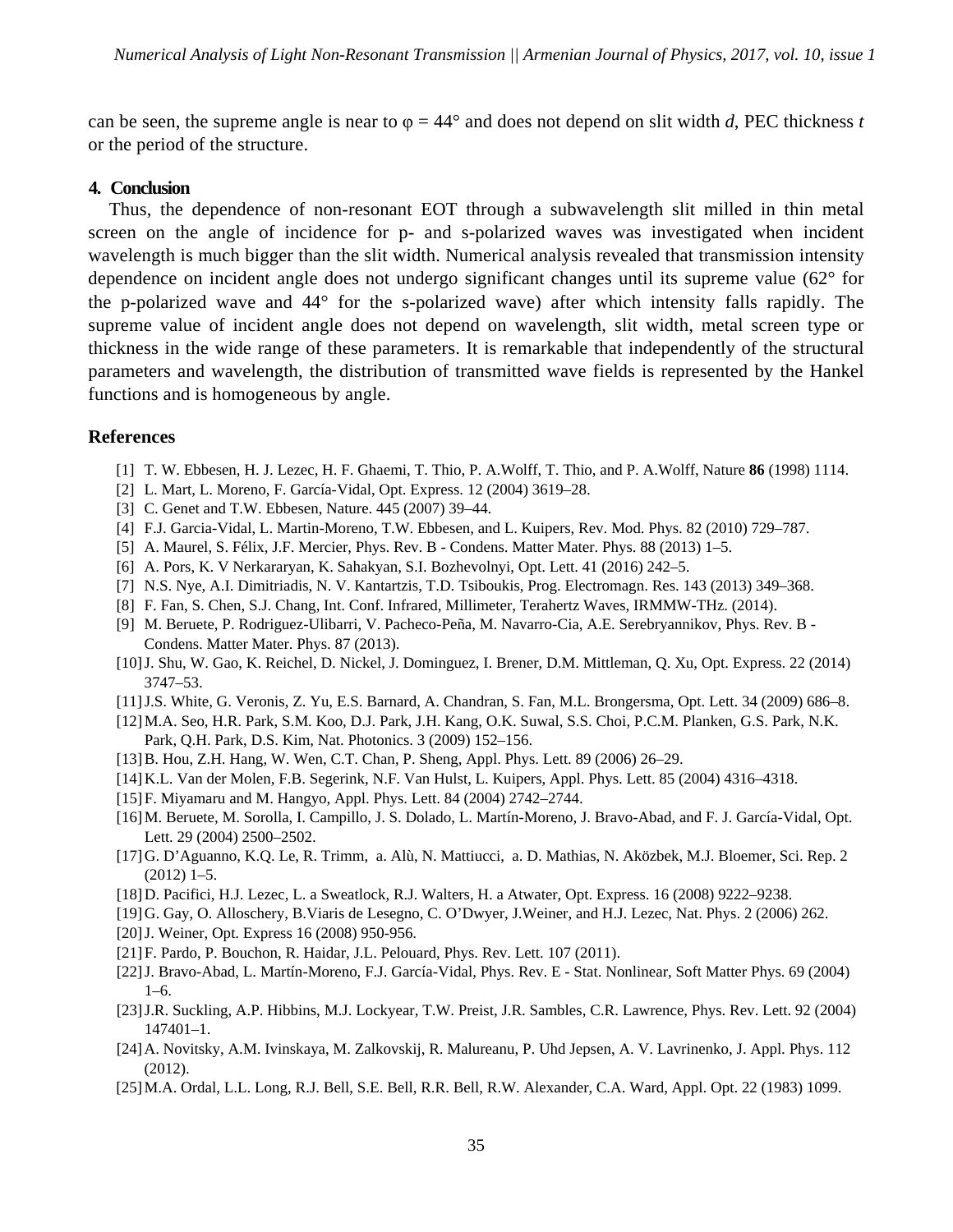can be seen, the supreme angle is near to $\varphi = 44°$ and does not depend on slit width $d$, PEC thickness $t$ or the period of the structure.

## 4. Conclusion

Thus, the dependence of non-resonant EOT through a subwavelength slit milled in thin metal screen on the angle of incidence for p- and s-polarized waves was investigated when incident wavelength is much bigger than the slit width. Numerical analysis revealed that transmission intensity dependence on incident angle does not undergo significant changes until its supreme value (62° for the p-polarized wave and 44° for the s-polarized wave) after which intensity falls rapidly. The supreme value of incident angle does not depend on wavelength, slit width, metal screen type or thickness in the wide range of these parameters. It is remarkable that independently of the structural parameters and wavelength, the distribution of transmitted wave fields is represented by the Hankel functions and is homogeneous by angle.

## References

[1] T. W. Ebbesen, H. J. Lezec, H. F. Ghaemi, T. Thio, P. A.Wolff, T. Thio, and P. A.Wolff, Nature **86** (1998) 1114.

[2] L. Mart, L. Moreno, F. García-Vidal, Opt. Express. 12 (2004) 3619–28.

[3] C. Genet and T.W. Ebbesen, Nature. 445 (2007) 39–44.

[4] F.J. Garcia-Vidal, L. Martin-Moreno, T.W. Ebbesen, and L. Kuipers, Rev. Mod. Phys. 82 (2010) 729–787.

[5] A. Maurel, S. Félix, J.F. Mercier, Phys. Rev. B - Condens. Matter Mater. Phys. 88 (2013) 1–5.

[6] A. Pors, K. V Nerkararyan, K. Sahakyan, S.I. Bozhevolnyi, Opt. Lett. 41 (2016) 242–5.

[7] N.S. Nye, A.I. Dimitriadis, N. V. Kantartzis, T.D. Tsiboukis, Prog. Electromagn. Res. 143 (2013) 349–368.

[8] F. Fan, S. Chen, S.J. Chang, Int. Conf. Infrared, Millimeter, Terahertz Waves, IRMMW-THz. (2014).

[9] M. Beruete, P. Rodriguez-Ulibarri, V. Pacheco-Peña, M. Navarro-Cia, A.E. Serebryannikov, Phys. Rev. B - Condens. Matter Mater. Phys. 87 (2013).

[10] J. Shu, W. Gao, K. Reichel, D. Nickel, J. Dominguez, I. Brener, D.M. Mittleman, Q. Xu, Opt. Express. 22 (2014) 3747–53.

[11] J.S. White, G. Veronis, Z. Yu, E.S. Barnard, A. Chandran, S. Fan, M.L. Brongersma, Opt. Lett. 34 (2009) 686–8.

[12] M.A. Seo, H.R. Park, S.M. Koo, D.J. Park, J.H. Kang, O.K. Suwal, S.S. Choi, P.C.M. Planken, G.S. Park, N.K. Park, Q.H. Park, D.S. Kim, Nat. Photonics. 3 (2009) 152–156.

[13] B. Hou, Z.H. Hang, W. Wen, C.T. Chan, P. Sheng, Appl. Phys. Lett. 89 (2006) 26–29.

[14] K.L. Van der Molen, F.B. Segerink, N.F. Van Hulst, L. Kuipers, Appl. Phys. Lett. 85 (2004) 4316–4318.

[15] F. Miyamaru and M. Hangyo, Appl. Phys. Lett. 84 (2004) 2742–2744.

[16] M. Beruete, M. Sorolla, I. Campillo, J. S. Dolado, L. Martín-Moreno, J. Bravo-Abad, and F. J. García-Vidal, Opt. Lett. 29 (2004) 2500–2502.

[17] G. D'Aguanno, K.Q. Le, R. Trimm, a. Alù, N. Mattiucci, a. D. Mathias, N. Aközbek, M.J. Bloemer, Sci. Rep. 2 (2012) 1–5.

[18] D. Pacifici, H.J. Lezec, L. a Sweatlock, R.J. Walters, H. a Atwater, Opt. Express. 16 (2008) 9222–9238.

[19] G. Gay, O. Alloschery, B.Viaris de Lesegno, C. O'Dwyer, J.Weiner, and H.J. Lezec, Nat. Phys. 2 (2006) 262.

[20] J. Weiner, Opt. Express 16 (2008) 950-956.

[21] F. Pardo, P. Bouchon, R. Haidar, J.L. Pelouard, Phys. Rev. Lett. 107 (2011).

[22] J. Bravo-Abad, L. Martín-Moreno, F.J. García-Vidal, Phys. Rev. E - Stat. Nonlinear, Soft Matter Phys. 69 (2004) 1–6.

[23] J.R. Suckling, A.P. Hibbins, M.J. Lockyear, T.W. Preist, J.R. Sambles, C.R. Lawrence, Phys. Rev. Lett. 92 (2004) 147401–1.

[24] A. Novitsky, A.M. Ivinskaya, M. Zalkovskij, R. Malureanu, P. Uhd Jepsen, A. V. Lavrinenko, J. Appl. Phys. 112 (2012).

[25] M.A. Ordal, L.L. Long, R.J. Bell, S.E. Bell, R.R. Bell, R.W. Alexander, C.A. Ward, Appl. Opt. 22 (1983) 1099.